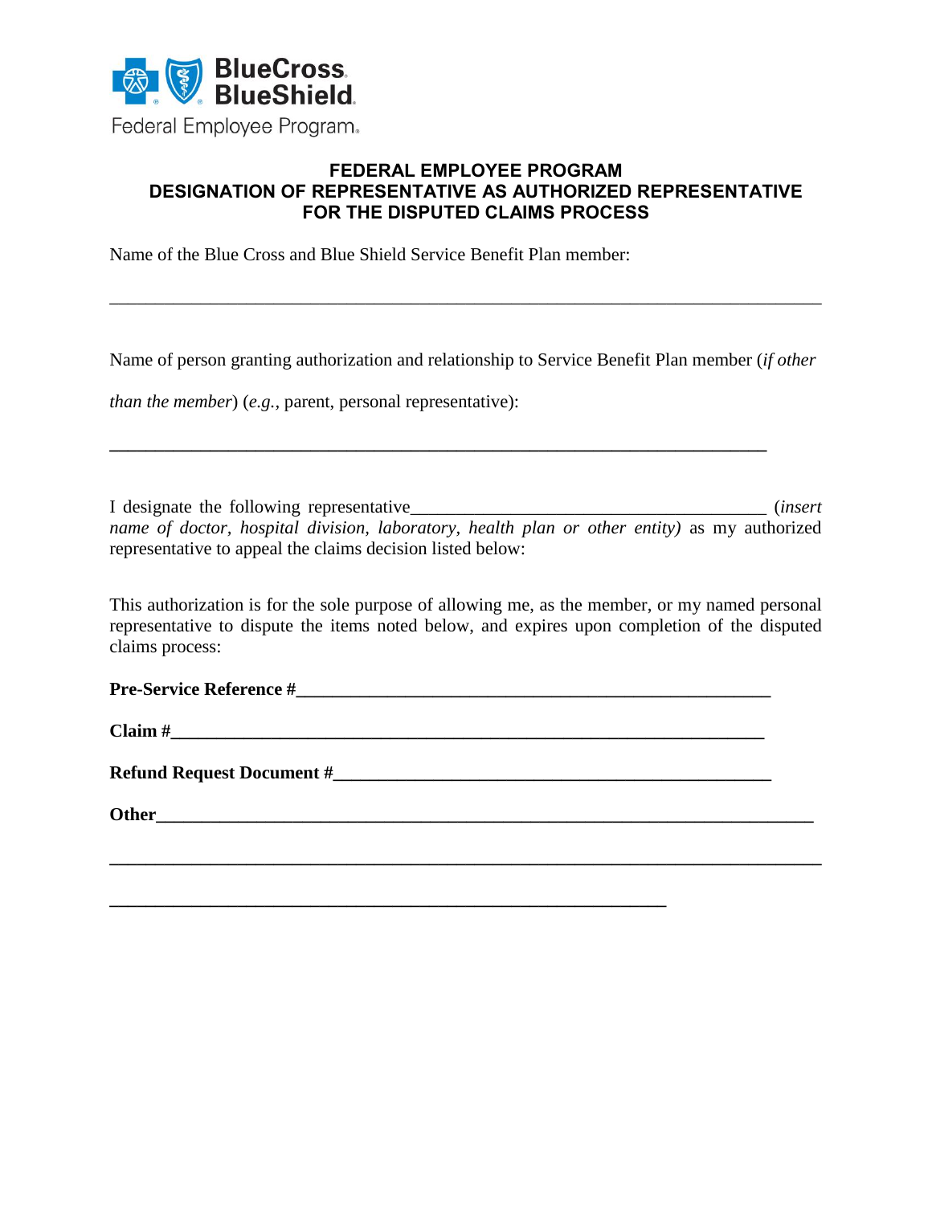BlueCross BlueShield
Federal Employee Program.

# FEDERAL EMPLOYEE PROGRAM
## DESIGNATION OF REPRESENTATIVE AS AUTHORIZED REPRESENTATIVE FOR THE DISPUTED CLAIMS PROCESS

Name of the Blue Cross and Blue Shield Service Benefit Plan member:

_______________________________________________________________________________

Name of person granting authorization and relationship to Service Benefit Plan member (*if other than the member*) (*e.g.*, parent, personal representative):

_______________________________________________________________________________

I designate the following representative_______________________________________ (*insert name of doctor, hospital division, laboratory, health plan or other entity)* as my authorized representative to appeal the claims decision listed below:

This authorization is for the sole purpose of allowing me, as the member, or my named personal representative to dispute the items noted below, and expires upon completion of the disputed claims process:

**Pre-Service Reference #______________________________________________________**

**Claim #_______________________________________________________________**

**Refund Request Document #_____________________________________________**

**Other________________________________________________________________________**

**_______________________________________________________________________________**

**______________________________________________________________**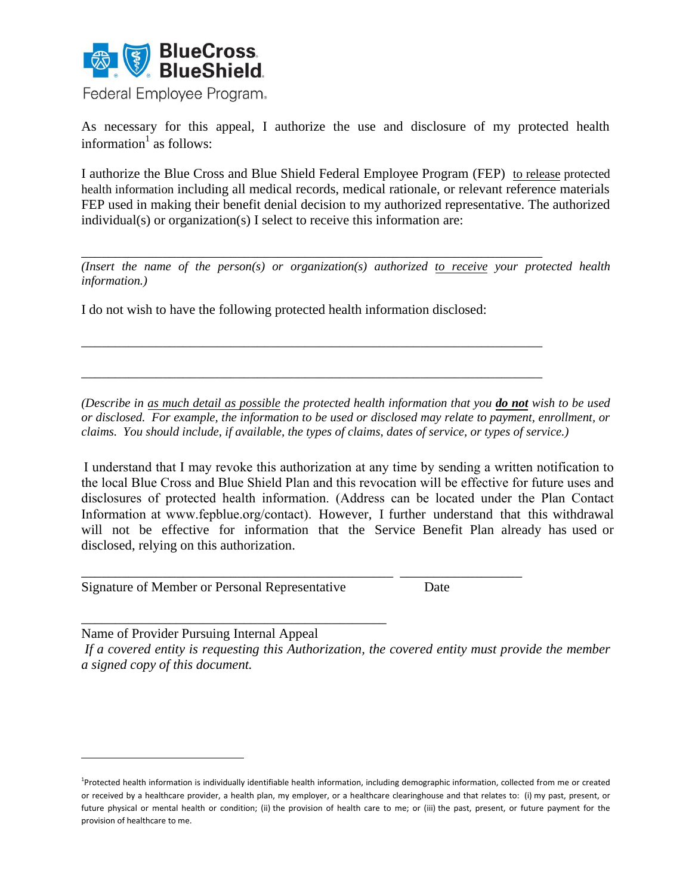BlueCross BlueShield

Federal Employee Program.

As necessary for this appeal, I authorize the use and disclosure of my protected health information[1] as follows:

I authorize the Blue Cross and Blue Shield Federal Employee Program (FEP) to release protected health information including all medical records, medical rationale, or relevant reference materials FEP used in making their benefit denial decision to my authorized representative. The authorized individual(s) or organization(s) I select to receive this information are:

______________________________________________________________________

*(Insert the name of the person(s) or organization(s) authorized to receive your protected health information.)*

I do not wish to have the following protected health information disclosed:

______________________________________________________________________

______________________________________________________________________

*(Describe in as much detail as possible the protected health information that you **do not** wish to be used or disclosed. For example, the information to be used or disclosed may relate to payment, enrollment, or claims. You should include, if available, the types of claims, dates of service, or types of service.)*

I understand that I may revoke this authorization at any time by sending a written notification to the local Blue Cross and Blue Shield Plan and this revocation will be effective for future uses and disclosures of protected health information. (Address can be located under the Plan Contact Information at www.fepblue.org/contact). However, I further understand that this withdrawal will not be effective for information that the Service Benefit Plan already has used or disclosed, relying on this authorization.

_______________________________________________ __________________

Signature of Member or Personal Representative Date

_______________________________________________

Name of Provider Pursuing Internal Appeal

*If a covered entity is requesting this Authorization, the covered entity must provide the member a signed copy of this document.*

---

[1] Protected health information is individually identifiable health information, including demographic information, collected from me or created or received by a healthcare provider, a health plan, my employer, or a healthcare clearinghouse and that relates to: (i) my past, present, or future physical or mental health or condition; (ii) the provision of health care to me; or (iii) the past, present, or future payment for the provision of healthcare to me.